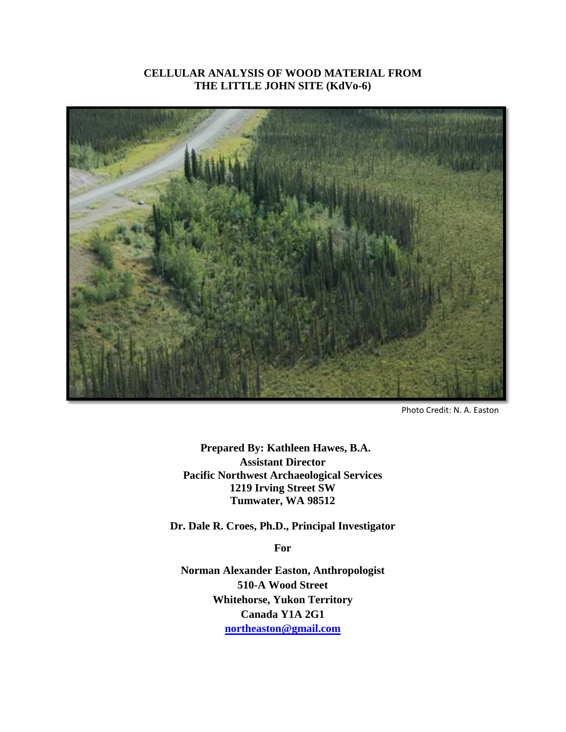# CELLULAR ANALYSIS OF WOOD MATERIAL FROM THE LITTLE JOHN SITE (KdVo-6)

Photo Credit: N. A. Easton

**Prepared By: Kathleen Hawes, B.A.**
**Assistant Director**
**Pacific Northwest Archaeological Services**
**1219 Irving Street SW**
**Tumwater, WA 98512**

**Dr. Dale R. Croes, Ph.D., Principal Investigator**

**For**

**Norman Alexander Easton, Anthropologist**
**510-A Wood Street**
**Whitehorse, Yukon Territory**
**Canada Y1A 2G1**
**northeaston@gmail.com**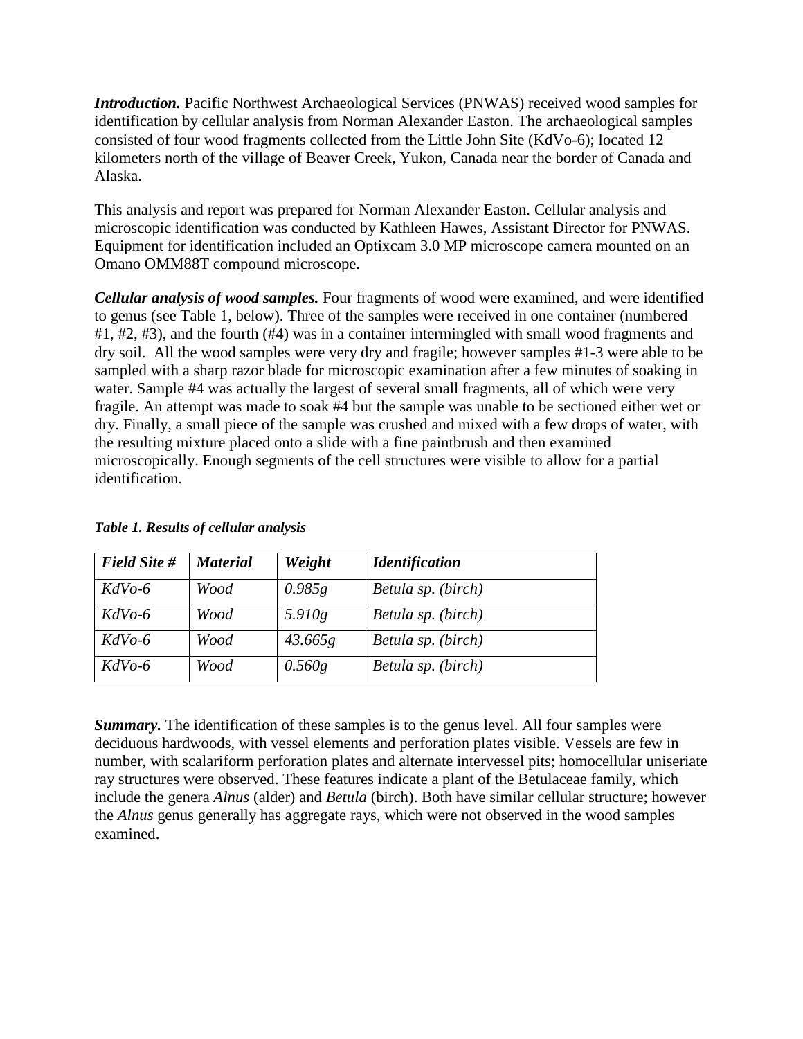***Introduction.*** Pacific Northwest Archaeological Services (PNWAS) received wood samples for identification by cellular analysis from Norman Alexander Easton. The archaeological samples consisted of four wood fragments collected from the Little John Site (KdVo-6); located 12 kilometers north of the village of Beaver Creek, Yukon, Canada near the border of Canada and Alaska.

This analysis and report was prepared for Norman Alexander Easton. Cellular analysis and microscopic identification was conducted by Kathleen Hawes, Assistant Director for PNWAS. Equipment for identification included an Optixcam 3.0 MP microscope camera mounted on an Omano OMM88T compound microscope.

***Cellular analysis of wood samples.*** Four fragments of wood were examined, and were identified to genus (see Table 1, below). Three of the samples were received in one container (numbered #1, #2, #3), and the fourth (#4) was in a container intermingled with small wood fragments and dry soil. All the wood samples were very dry and fragile; however samples #1-3 were able to be sampled with a sharp razor blade for microscopic examination after a few minutes of soaking in water. Sample #4 was actually the largest of several small fragments, all of which were very fragile. An attempt was made to soak #4 but the sample was unable to be sectioned either wet or dry. Finally, a small piece of the sample was crushed and mixed with a few drops of water, with the resulting mixture placed onto a slide with a fine paintbrush and then examined microscopically. Enough segments of the cell structures were visible to allow for a partial identification.

***Table 1. Results of cellular analysis***

| *Field Site #* | *Material* | *Weight* | *Identification* |
|---|---|---|---|
| *KdVo-6* | *Wood* | *0.985g* | *Betula sp. (birch)* |
| *KdVo-6* | *Wood* | *5.910g* | *Betula sp. (birch)* |
| *KdVo-6* | *Wood* | *43.665g* | *Betula sp. (birch)* |
| *KdVo-6* | *Wood* | *0.560g* | *Betula sp. (birch)* |

***Summary.*** The identification of these samples is to the genus level. All four samples were deciduous hardwoods, with vessel elements and perforation plates visible. Vessels are few in number, with scalariform perforation plates and alternate intervessel pits; homocellular uniseriate ray structures were observed. These features indicate a plant of the Betulaceae family, which include the genera *Alnus* (alder) and *Betula* (birch). Both have similar cellular structure; however the *Alnus* genus generally has aggregate rays, which were not observed in the wood samples examined.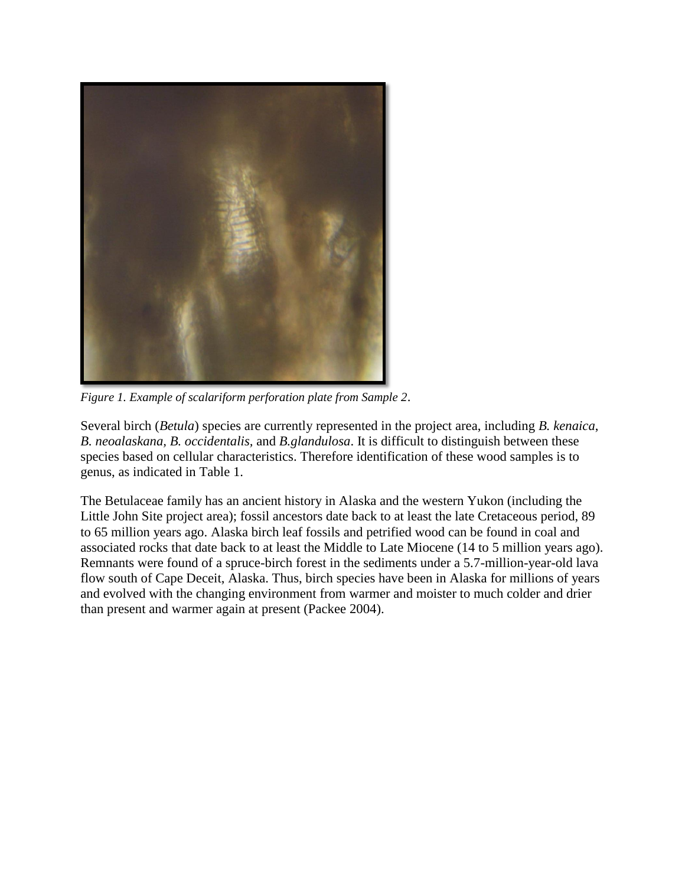*Figure 1. Example of scalariform perforation plate from Sample 2*.

Several birch (*Betula*) species are currently represented in the project area, including *B. kenaica*, *B. neoalaskana*, *B. occidentalis,* and *B.glandulosa*. It is difficult to distinguish between these species based on cellular characteristics. Therefore identification of these wood samples is to genus, as indicated in Table 1.

The Betulaceae family has an ancient history in Alaska and the western Yukon (including the Little John Site project area); fossil ancestors date back to at least the late Cretaceous period, 89 to 65 million years ago. Alaska birch leaf fossils and petrified wood can be found in coal and associated rocks that date back to at least the Middle to Late Miocene (14 to 5 million years ago). Remnants were found of a spruce-birch forest in the sediments under a 5.7-million-year-old lava flow south of Cape Deceit, Alaska. Thus, birch species have been in Alaska for millions of years and evolved with the changing environment from warmer and moister to much colder and drier than present and warmer again at present (Packee 2004).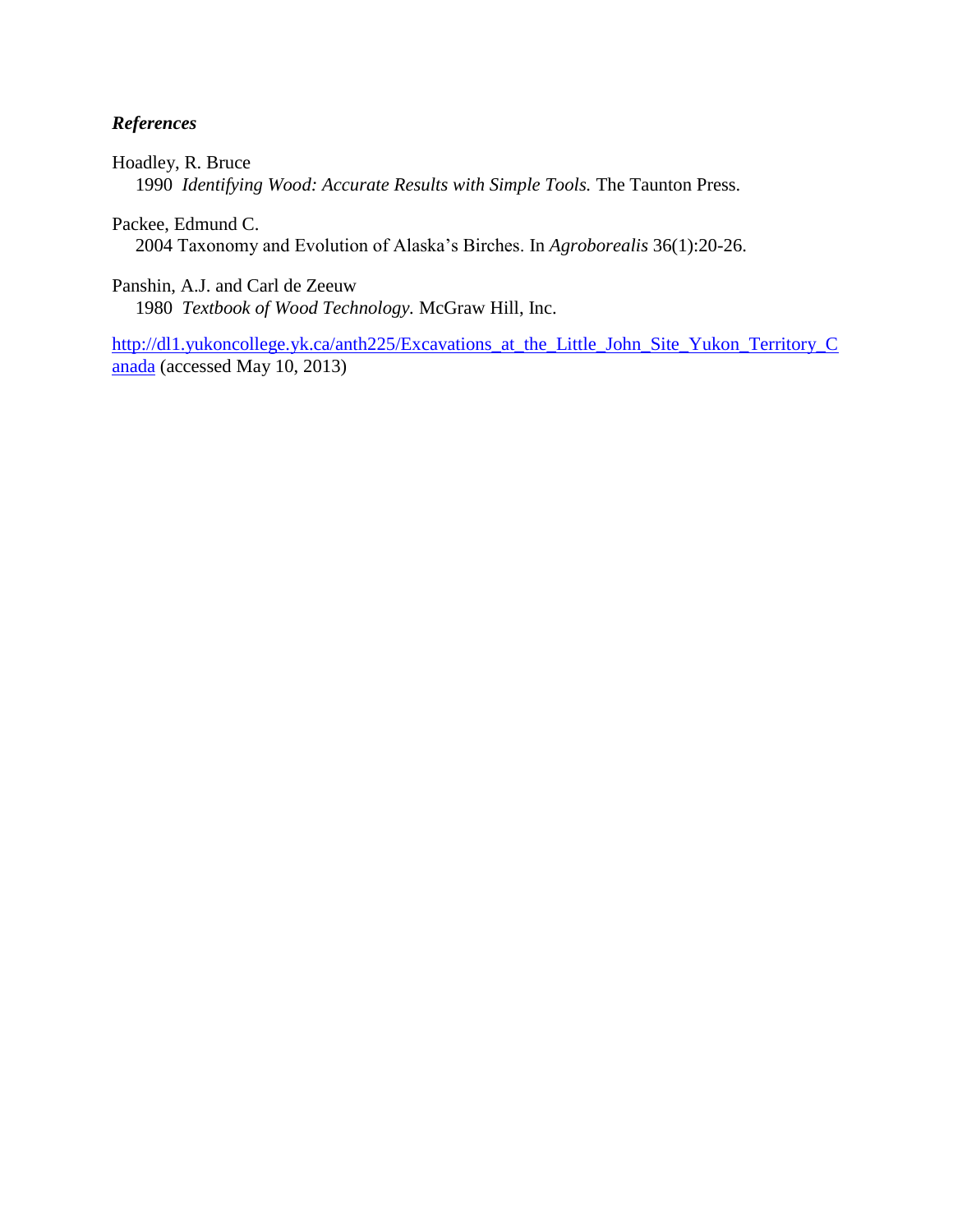***References***

Hoadley, R. Bruce
    1990 *Identifying Wood: Accurate Results with Simple Tools.* The Taunton Press.

Packee, Edmund C.
    2004 Taxonomy and Evolution of Alaska's Birches. In *Agroborealis* 36(1):20-26.

Panshin, A.J. and Carl de Zeeuw
    1980 *Textbook of Wood Technology.* McGraw Hill, Inc.

http://dl1.yukoncollege.yk.ca/anth225/Excavations_at_the_Little_John_Site_Yukon_Territory_Canada (accessed May 10, 2013)